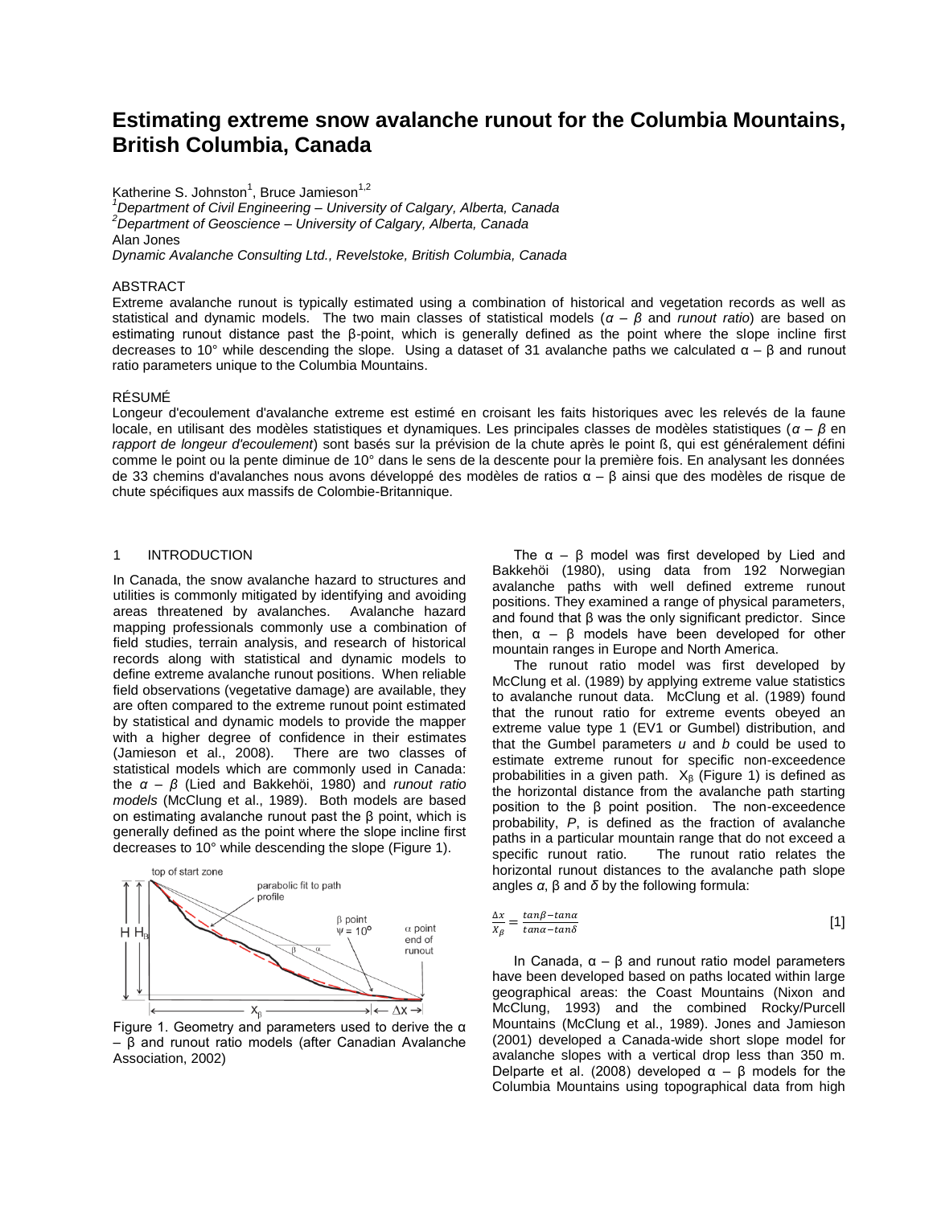# Estimating extreme snow avalanche runout for the Columbia Mountains, British Columbia, Canada

Katherine S. Johnston[1], Bruce Jamieson[1,2]
[1]*Department of Civil Engineering – University of Calgary, Alberta, Canada*
[2]*Department of Geoscience – University of Calgary, Alberta, Canada*
Alan Jones
*Dynamic Avalanche Consulting Ltd., Revelstoke, British Columbia, Canada*

## ABSTRACT

Extreme avalanche runout is typically estimated using a combination of historical and vegetation records as well as statistical and dynamic models. The two main classes of statistical models (*α – β* and *runout ratio*) are based on estimating runout distance past the β-point, which is generally defined as the point where the slope incline first decreases to 10° while descending the slope. Using a dataset of 31 avalanche paths we calculated α – β and runout ratio parameters unique to the Columbia Mountains.

## RÉSUMÉ

Longeur d'ecoulement d'avalanche extreme est estimé en croisant les faits historiques avec les relevés de la faune locale, en utilisant des modèles statistiques et dynamiques. Les principales classes de modèles statistiques (*α – β* en *rapport de longeur d'ecoulement*) sont basés sur la prévision de la chute après le point ß, qui est généralement défini comme le point ou la pente diminue de 10° dans le sens de la descente pour la première fois. En analysant les données de 33 chemins d'avalanches nous avons développé des modèles de ratios α – β ainsi que des modèles de risque de chute spécifiques aux massifs de Colombie-Britannique.

## 1 INTRODUCTION

In Canada, the snow avalanche hazard to structures and utilities is commonly mitigated by identifying and avoiding areas threatened by avalanches. Avalanche hazard mapping professionals commonly use a combination of field studies, terrain analysis, and research of historical records along with statistical and dynamic models to define extreme avalanche runout positions. When reliable field observations (vegetative damage) are available, they are often compared to the extreme runout point estimated by statistical and dynamic models to provide the mapper with a higher degree of confidence in their estimates (Jamieson et al., 2008). There are two classes of statistical models which are commonly used in Canada: the *α – β* (Lied and Bakkehöi, 1980) and *runout ratio models* (McClung et al., 1989). Both models are based on estimating avalanche runout past the β point, which is generally defined as the point where the slope incline first decreases to 10° while descending the slope (Figure 1).

Figure 1. Geometry and parameters used to derive the α – β and runout ratio models (after Canadian Avalanche Association, 2002)

The α – β model was first developed by Lied and Bakkehöi (1980), using data from 192 Norwegian avalanche paths with well defined extreme runout positions. They examined a range of physical parameters, and found that β was the only significant predictor. Since then, α – β models have been developed for other mountain ranges in Europe and North America.

The runout ratio model was first developed by McClung et al. (1989) by applying extreme value statistics to avalanche runout data. McClung et al. (1989) found that the runout ratio for extreme events obeyed an extreme value type 1 (EV1 or Gumbel) distribution, and that the Gumbel parameters *u* and *b* could be used to estimate extreme runout for specific non-exceedence probabilities in a given path. $X_\beta$ (Figure 1) is defined as the horizontal distance from the avalanche path starting position to the β point position. The non-exceedence probability, *P*, is defined as the fraction of avalanche paths in a particular mountain range that do not exceed a specific runout ratio. The runout ratio relates the horizontal runout distances to the avalanche path slope angles *α*, β and *δ* by the following formula:

$$\frac{\Delta x}{X_\beta} = \frac{\tan\beta - \tan\alpha}{\tan\alpha - \tan\delta} \quad [1]$$

In Canada, α – β and runout ratio model parameters have been developed based on paths located within large geographical areas: the Coast Mountains (Nixon and McClung, 1993) and the combined Rocky/Purcell Mountains (McClung et al., 1989). Jones and Jamieson (2001) developed a Canada-wide short slope model for avalanche slopes with a vertical drop less than 350 m. Delparte et al. (2008) developed α – β models for the Columbia Mountains using topographical data from high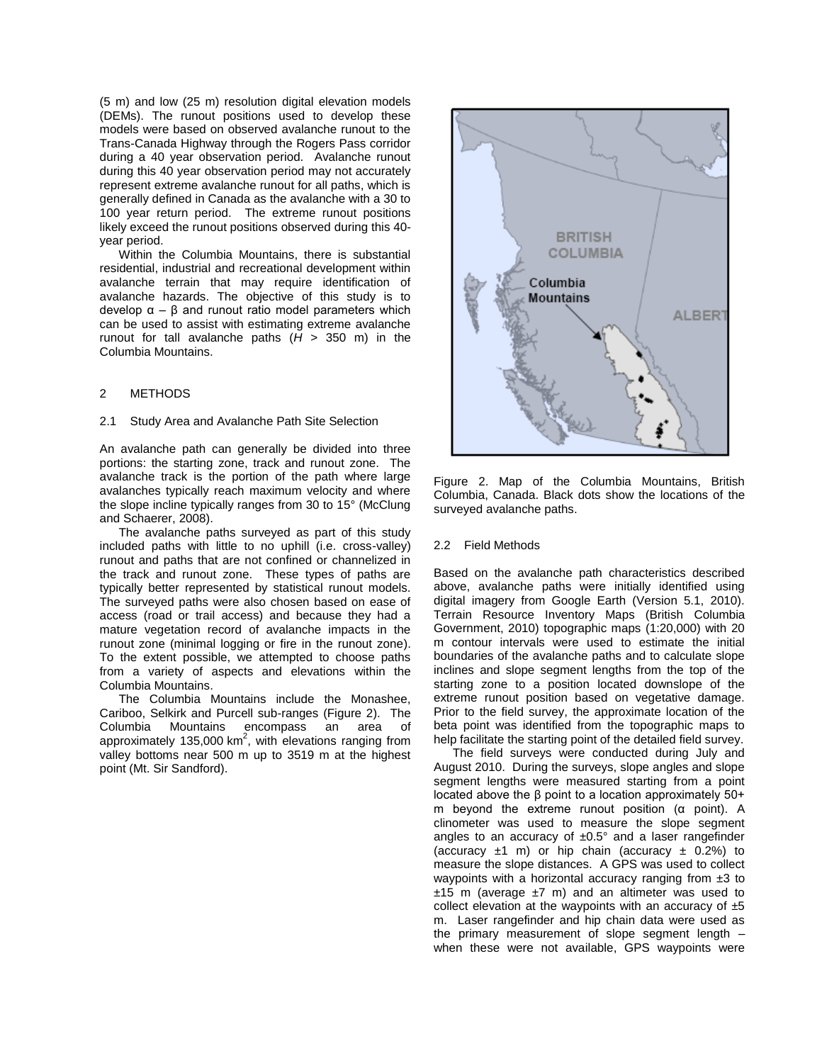(5 m) and low (25 m) resolution digital elevation models (DEMs). The runout positions used to develop these models were based on observed avalanche runout to the Trans-Canada Highway through the Rogers Pass corridor during a 40 year observation period. Avalanche runout during this 40 year observation period may not accurately represent extreme avalanche runout for all paths, which is generally defined in Canada as the avalanche with a 30 to 100 year return period. The extreme runout positions likely exceed the runout positions observed during this 40-year period.

Within the Columbia Mountains, there is substantial residential, industrial and recreational development within avalanche terrain that may require identification of avalanche hazards. The objective of this study is to develop $\alpha - \beta$ and runout ratio model parameters which can be used to assist with estimating extreme avalanche runout for tall avalanche paths ($H$ > 350 m) in the Columbia Mountains.

## 2 METHODS

### 2.1 Study Area and Avalanche Path Site Selection

An avalanche path can generally be divided into three portions: the starting zone, track and runout zone. The avalanche track is the portion of the path where large avalanches typically reach maximum velocity and where the slope incline typically ranges from 30 to 15° (McClung and Schaerer, 2008).

The avalanche paths surveyed as part of this study included paths with little to no uphill (i.e. cross-valley) runout and paths that are not confined or channelized in the track and runout zone. These types of paths are typically better represented by statistical runout models. The surveyed paths were also chosen based on ease of access (road or trail access) and because they had a mature vegetation record of avalanche impacts in the runout zone (minimal logging or fire in the runout zone). To the extent possible, we attempted to choose paths from a variety of aspects and elevations within the Columbia Mountains.

The Columbia Mountains include the Monashee, Cariboo, Selkirk and Purcell sub-ranges (Figure 2). The Columbia Mountains encompass an area of approximately 135,000 km$^2$, with elevations ranging from valley bottoms near 500 m up to 3519 m at the highest point (Mt. Sir Sandford).

Figure 2. Map of the Columbia Mountains, British Columbia, Canada. Black dots show the locations of the surveyed avalanche paths.

### 2.2 Field Methods

Based on the avalanche path characteristics described above, avalanche paths were initially identified using digital imagery from Google Earth (Version 5.1, 2010). Terrain Resource Inventory Maps (British Columbia Government, 2010) topographic maps (1:20,000) with 20 m contour intervals were used to estimate the initial boundaries of the avalanche paths and to calculate slope inclines and slope segment lengths from the top of the starting zone to a position located downslope of the extreme runout position based on vegetative damage. Prior to the field survey, the approximate location of the beta point was identified from the topographic maps to help facilitate the starting point of the detailed field survey.

The field surveys were conducted during July and August 2010. During the surveys, slope angles and slope segment lengths were measured starting from a point located above the $\beta$ point to a location approximately 50+ m beyond the extreme runout position ($\alpha$ point). A clinometer was used to measure the slope segment angles to an accuracy of ±0.5° and a laser rangefinder (accuracy ±1 m) or hip chain (accuracy ± 0.2%) to measure the slope distances. A GPS was used to collect waypoints with a horizontal accuracy ranging from ±3 to ±15 m (average ±7 m) and an altimeter was used to collect elevation at the waypoints with an accuracy of ±5 m. Laser rangefinder and hip chain data were used as the primary measurement of slope segment length – when these were not available, GPS waypoints were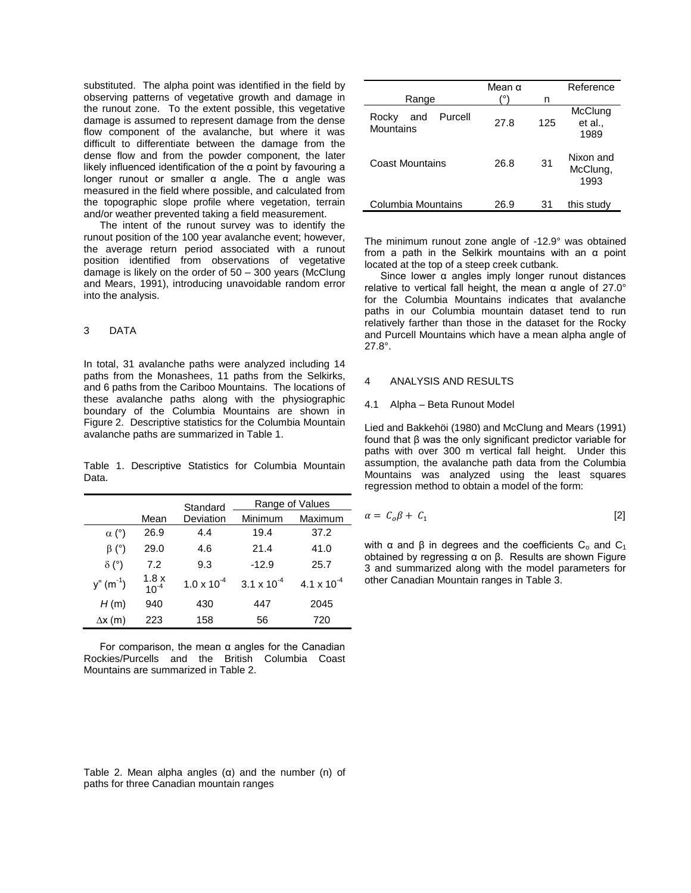substituted. The alpha point was identified in the field by observing patterns of vegetative growth and damage in the runout zone. To the extent possible, this vegetative damage is assumed to represent damage from the dense flow component of the avalanche, but where it was difficult to differentiate between the damage from the dense flow and from the powder component, the later likely influenced identification of the α point by favouring a longer runout or smaller α angle. The α angle was measured in the field where possible, and calculated from the topographic slope profile where vegetation, terrain and/or weather prevented taking a field measurement.

The intent of the runout survey was to identify the runout position of the 100 year avalanche event; however, the average return period associated with a runout position identified from observations of vegetative damage is likely on the order of 50 – 300 years (McClung and Mears, 1991), introducing unavoidable random error into the analysis.

## 3 DATA

In total, 31 avalanche paths were analyzed including 14 paths from the Monashees, 11 paths from the Selkirks, and 6 paths from the Cariboo Mountains. The locations of these avalanche paths along with the physiographic boundary of the Columbia Mountains are shown in Figure 2. Descriptive statistics for the Columbia Mountain avalanche paths are summarized in Table 1.

Table 1. Descriptive Statistics for Columbia Mountain Data.

| | Mean | Standard Deviation | Range of Values | |
|---|---|---|---|---|
| | | | Minimum | Maximum |
| α (°) | 26.9 | 4.4 | 19.4 | 37.2 |
| β (°) | 29.0 | 4.6 | 21.4 | 41.0 |
| δ (°) | 7.2 | 9.3 | -12.9 | 25.7 |
| y" ($m^{-1}$) | $1.8 \times 10^{-4}$ | $1.0 \times 10^{-4}$ | $3.1 \times 10^{-4}$ | $4.1 \times 10^{-4}$ |
| $H$ (m) | 940 | 430 | 447 | 2045 |
| Δx (m) | 223 | 158 | 56 | 720 |

For comparison, the mean α angles for the Canadian Rockies/Purcells and the British Columbia Coast Mountains are summarized in Table 2.

Table 2. Mean alpha angles (α) and the number (n) of paths for three Canadian mountain ranges

| Range | Mean α (°) | n | Reference |
|---|---|---|---|
| Rocky and Purcell Mountains | 27.8 | 125 | McClung et al., 1989 |
| Coast Mountains | 26.8 | 31 | Nixon and McClung, 1993 |
| Columbia Mountains | 26.9 | 31 | this study |

The minimum runout zone angle of -12.9° was obtained from a path in the Selkirk mountains with an α point located at the top of a steep creek cutbank.

Since lower α angles imply longer runout distances relative to vertical fall height, the mean α angle of 27.0° for the Columbia Mountains indicates that avalanche paths in our Columbia mountain dataset tend to run relatively farther than those in the dataset for the Rocky and Purcell Mountains which have a mean alpha angle of 27.8°.

## 4 ANALYSIS AND RESULTS

### 4.1 Alpha – Beta Runout Model

Lied and Bakkehöi (1980) and McClung and Mears (1991) found that β was the only significant predictor variable for paths with over 300 m vertical fall height. Under this assumption, the avalanche path data from the Columbia Mountains was analyzed using the least squares regression method to obtain a model of the form:

$$\alpha = C_o\beta + C_1 \qquad [2]$$

with α and β in degrees and the coefficients $C_o$ and $C_1$ obtained by regressing α on β. Results are shown Figure 3 and summarized along with the model parameters for other Canadian Mountain ranges in Table 3.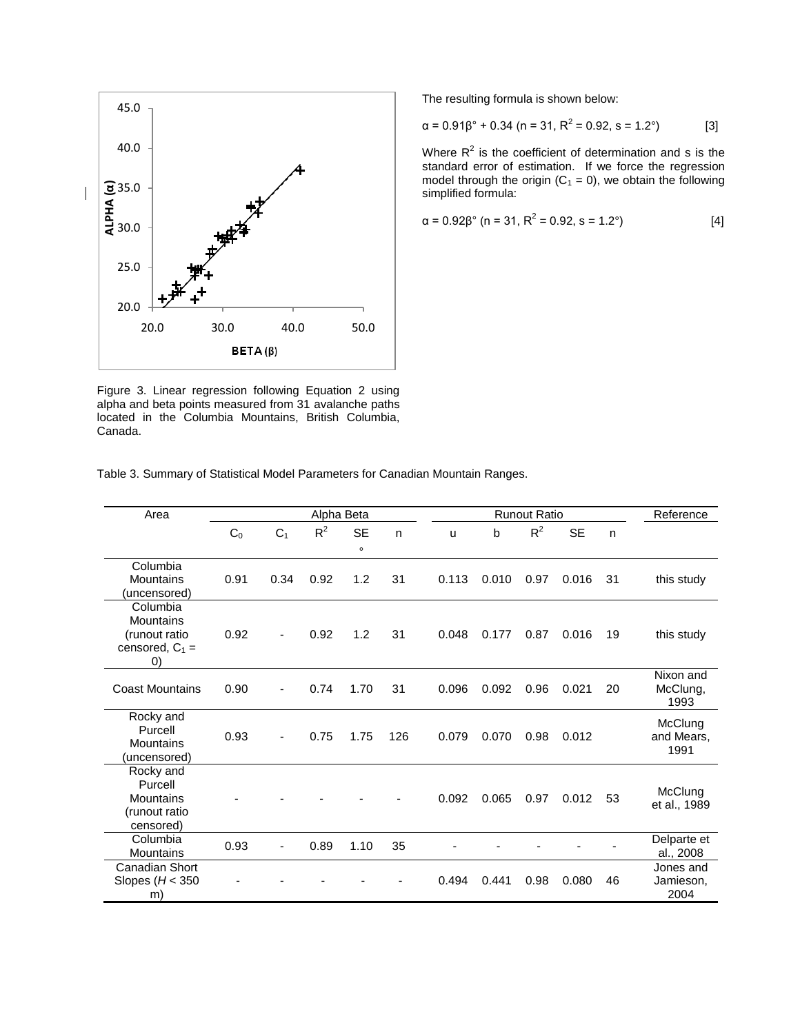Figure 3. Linear regression following Equation 2 using alpha and beta points measured from 31 avalanche paths located in the Columbia Mountains, British Columbia, Canada.

The resulting formula is shown below:

$$\alpha = 0.91\beta° + 0.34 \text{ (n = 31, } R^2 = 0.92, s = 1.2°) \quad [3]$$

Where $R^2$ is the coefficient of determination and s is the standard error of estimation. If we force the regression model through the origin ($C_1 = 0$), we obtain the following simplified formula:

$$\alpha = 0.92\beta° \text{ (n = 31, } R^2 = 0.92, s = 1.2°) \quad [4]$$

Table 3. Summary of Statistical Model Parameters for Canadian Mountain Ranges.

| Area | Alpha Beta | | | | | Runout Ratio | | | | | Reference |
|---|---|---|---|---|---|---|---|---|---|---|---|
| | $C_0$ | $C_1$ | $R^2$ | SE ° | n | u | b | $R^2$ | SE | n | |
| Columbia Mountains (uncensored) | 0.91 | 0.34 | 0.92 | 1.2 | 31 | 0.113 | 0.010 | 0.97 | 0.016 | 31 | this study |
| Columbia Mountains (runout ratio censored, $C_1$ = 0) | 0.92 | - | 0.92 | 1.2 | 31 | 0.048 | 0.177 | 0.87 | 0.016 | 19 | this study |
| Coast Mountains | 0.90 | - | 0.74 | 1.70 | 31 | 0.096 | 0.092 | 0.96 | 0.021 | 20 | Nixon and McClung, 1993 |
| Rocky and Purcell Mountains (uncensored) | 0.93 | - | 0.75 | 1.75 | 126 | 0.079 | 0.070 | 0.98 | 0.012 | | McClung and Mears, 1991 |
| Rocky and Purcell Mountains (runout ratio censored) | - | - | - | - | - | 0.092 | 0.065 | 0.97 | 0.012 | 53 | McClung et al., 1989 |
| Columbia Mountains | 0.93 | - | 0.89 | 1.10 | 35 | - | - | - | - | - | Delparte et al., 2008 |
| Canadian Short Slopes (*H* < 350 m) | - | - | - | - | - | 0.494 | 0.441 | 0.98 | 0.080 | 46 | Jones and Jamieson, 2004 |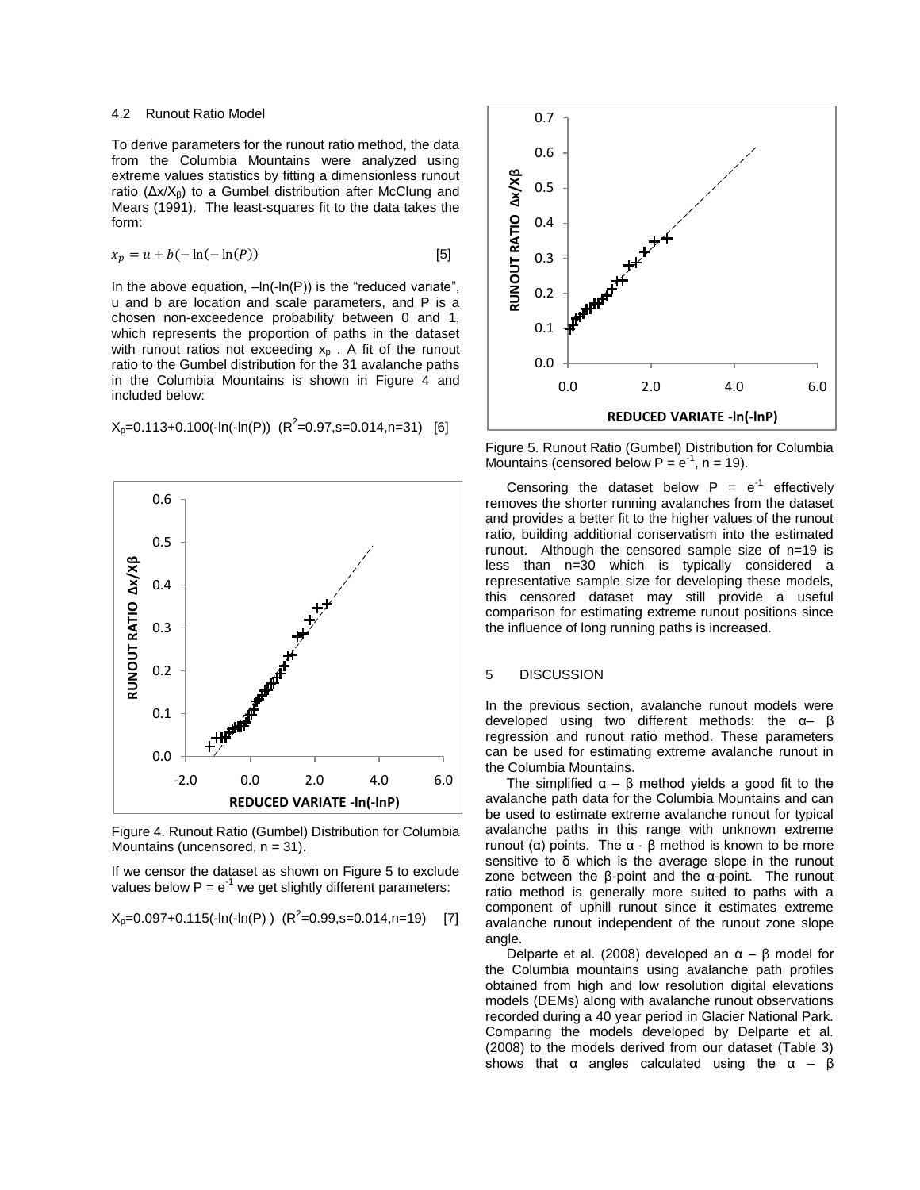### 4.2 Runout Ratio Model

To derive parameters for the runout ratio method, the data from the Columbia Mountains were analyzed using extreme values statistics by fitting a dimensionless runout ratio ($\Delta x/X_\beta$) to a Gumbel distribution after McClung and Mears (1991). The least-squares fit to the data takes the form:

$$x_p = u + b(-\ln(-\ln(P))) \qquad [5]$$

In the above equation, $-\ln(-\ln(P))$ is the "reduced variate", u and b are location and scale parameters, and P is a chosen non-exceedence probability between 0 and 1, which represents the proportion of paths in the dataset with runout ratios not exceeding $x_p$. A fit of the runout ratio to the Gumbel distribution for the 31 avalanche paths in the Columbia Mountains is shown in Figure 4 and included below:

$$X_p = 0.113 + 0.100(-\ln(-\ln(P))) \quad (R^2=0.97, s=0.014, n=31) \qquad [6]$$

Figure 4. Runout Ratio (Gumbel) Distribution for Columbia Mountains (uncensored, n = 31).

If we censor the dataset as shown on Figure 5 to exclude values below $P = e^{-1}$ we get slightly different parameters:

$$X_p = 0.097 + 0.115(-\ln(-\ln(P))) \quad (R^2=0.99, s=0.014, n=19) \qquad [7]$$

Figure 5. Runout Ratio (Gumbel) Distribution for Columbia Mountains (censored below $P = e^{-1}$, n = 19).

Censoring the dataset below $P = e^{-1}$ effectively removes the shorter running avalanches from the dataset and provides a better fit to the higher values of the runout ratio, building additional conservatism into the estimated runout. Although the censored sample size of n=19 is less than n=30 which is typically considered a representative sample size for developing these models, this censored dataset may still provide a useful comparison for estimating extreme runout positions since the influence of long running paths is increased.

## 5 DISCUSSION

In the previous section, avalanche runout models were developed using two different methods: the α– β regression and runout ratio method. These parameters can be used for estimating extreme avalanche runout in the Columbia Mountains.

The simplified α – β method yields a good fit to the avalanche path data for the Columbia Mountains and can be used to estimate extreme avalanche runout for typical avalanche paths in this range with unknown extreme runout (α) points. The α - β method is known to be more sensitive to δ which is the average slope in the runout zone between the β-point and the α-point. The runout ratio method is generally more suited to paths with a component of uphill runout since it estimates extreme avalanche runout independent of the runout zone slope angle.

Delparte et al. (2008) developed an α – β model for the Columbia mountains using avalanche path profiles obtained from high and low resolution digital elevations models (DEMs) along with avalanche runout observations recorded during a 40 year period in Glacier National Park. Comparing the models developed by Delparte et al. (2008) to the models derived from our dataset (Table 3) shows that α angles calculated using the α – β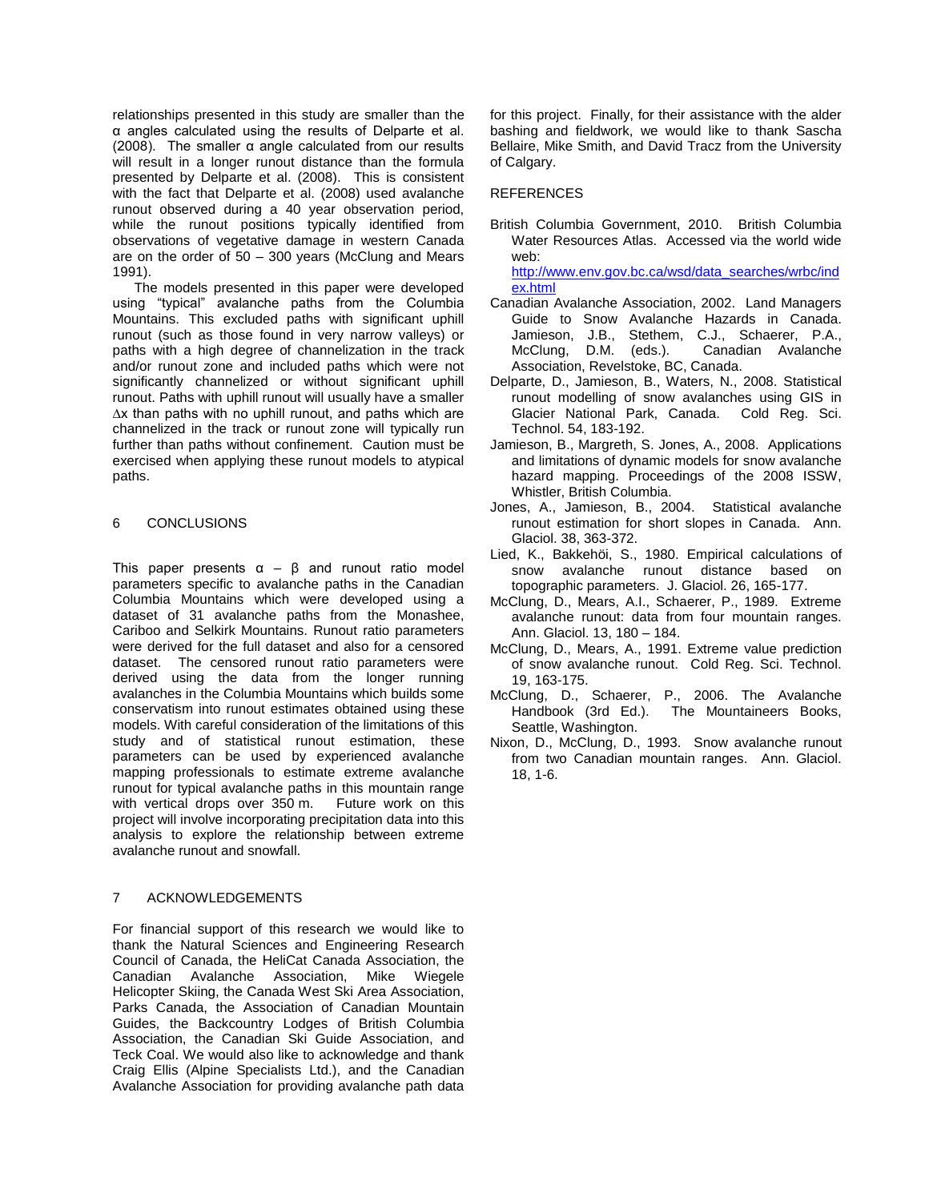relationships presented in this study are smaller than the α angles calculated using the results of Delparte et al. (2008). The smaller α angle calculated from our results will result in a longer runout distance than the formula presented by Delparte et al. (2008). This is consistent with the fact that Delparte et al. (2008) used avalanche runout observed during a 40 year observation period, while the runout positions typically identified from observations of vegetative damage in western Canada are on the order of 50 – 300 years (McClung and Mears 1991).

The models presented in this paper were developed using "typical" avalanche paths from the Columbia Mountains. This excluded paths with significant uphill runout (such as those found in very narrow valleys) or paths with a high degree of channelization in the track and/or runout zone and included paths which were not significantly channelized or without significant uphill runout. Paths with uphill runout will usually have a smaller $\Delta x$ than paths with no uphill runout, and paths which are channelized in the track or runout zone will typically run further than paths without confinement. Caution must be exercised when applying these runout models to atypical paths.

## 6 CONCLUSIONS

This paper presents α – β and runout ratio model parameters specific to avalanche paths in the Canadian Columbia Mountains which were developed using a dataset of 31 avalanche paths from the Monashee, Cariboo and Selkirk Mountains. Runout ratio parameters were derived for the full dataset and also for a censored dataset. The censored runout ratio parameters were derived using the data from the longer running avalanches in the Columbia Mountains which builds some conservatism into runout estimates obtained using these models. With careful consideration of the limitations of this study and of statistical runout estimation, these parameters can be used by experienced avalanche mapping professionals to estimate extreme avalanche runout for typical avalanche paths in this mountain range with vertical drops over 350 m. Future work on this project will involve incorporating precipitation data into this analysis to explore the relationship between extreme avalanche runout and snowfall.

## 7 ACKNOWLEDGEMENTS

For financial support of this research we would like to thank the Natural Sciences and Engineering Research Council of Canada, the HeliCat Canada Association, the Canadian Avalanche Association, Mike Wiegele Helicopter Skiing, the Canada West Ski Area Association, Parks Canada, the Association of Canadian Mountain Guides, the Backcountry Lodges of British Columbia Association, the Canadian Ski Guide Association, and Teck Coal. We would also like to acknowledge and thank Craig Ellis (Alpine Specialists Ltd.), and the Canadian Avalanche Association for providing avalanche path data for this project. Finally, for their assistance with the alder bashing and fieldwork, we would like to thank Sascha Bellaire, Mike Smith, and David Tracz from the University of Calgary.

## REFERENCES

British Columbia Government, 2010. British Columbia Water Resources Atlas. Accessed via the world wide web: http://www.env.gov.bc.ca/wsd/data_searches/wrbc/index.html

Canadian Avalanche Association, 2002. Land Managers Guide to Snow Avalanche Hazards in Canada. Jamieson, J.B., Stethem, C.J., Schaerer, P.A., McClung, D.M. (eds.). Canadian Avalanche Association, Revelstoke, BC, Canada.

Delparte, D., Jamieson, B., Waters, N., 2008. Statistical runout modelling of snow avalanches using GIS in Glacier National Park, Canada. Cold Reg. Sci. Technol. 54, 183-192.

Jamieson, B., Margreth, S. Jones, A., 2008. Applications and limitations of dynamic models for snow avalanche hazard mapping. Proceedings of the 2008 ISSW, Whistler, British Columbia.

Jones, A., Jamieson, B., 2004. Statistical avalanche runout estimation for short slopes in Canada. Ann. Glaciol. 38, 363-372.

Lied, K., Bakkehöi, S., 1980. Empirical calculations of snow avalanche runout distance based on topographic parameters. J. Glaciol. 26, 165-177.

McClung, D., Mears, A.I., Schaerer, P., 1989. Extreme avalanche runout: data from four mountain ranges. Ann. Glaciol. 13, 180 – 184.

McClung, D., Mears, A., 1991. Extreme value prediction of snow avalanche runout. Cold Reg. Sci. Technol. 19, 163-175.

McClung, D., Schaerer, P., 2006. The Avalanche Handbook (3rd Ed.). The Mountaineers Books, Seattle, Washington.

Nixon, D., McClung, D., 1993. Snow avalanche runout from two Canadian mountain ranges. Ann. Glaciol. 18, 1-6.